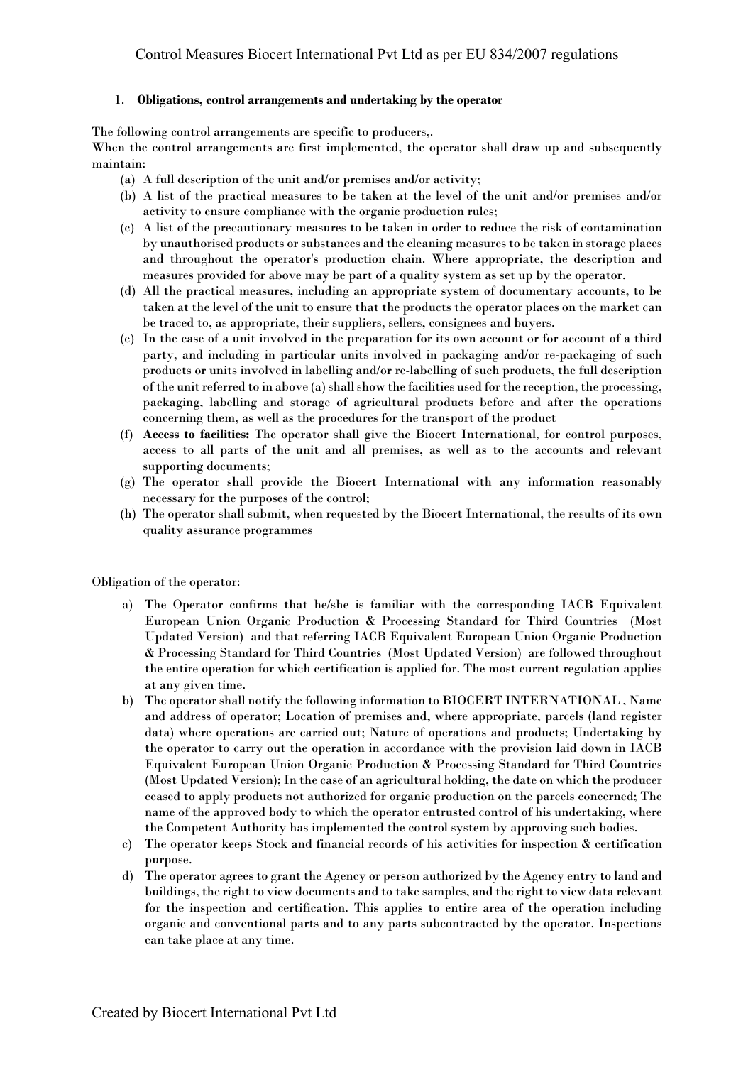# Control Measures Biocert International Pvt Ltd as per EU 834/2007 regulations

1. **Obligations, control arrangements and undertaking by the operator**

The following control arrangements are specific to producers,.

When the control arrangements are first implemented, the operator shall draw up and subsequently maintain:

(a) A full description of the unit and/or premises and/or activity;

(b) A list of the practical measures to be taken at the level of the unit and/or premises and/or activity to ensure compliance with the organic production rules;

(c) A list of the precautionary measures to be taken in order to reduce the risk of contamination by unauthorised products or substances and the cleaning measures to be taken in storage places and throughout the operator's production chain. Where appropriate, the description and measures provided for above may be part of a quality system as set up by the operator.

(d) All the practical measures, including an appropriate system of documentary accounts, to be taken at the level of the unit to ensure that the products the operator places on the market can be traced to, as appropriate, their suppliers, sellers, consignees and buyers.

(e) In the case of a unit involved in the preparation for its own account or for account of a third party, and including in particular units involved in packaging and/or re-packaging of such products or units involved in labelling and/or re-labelling of such products, the full description of the unit referred to in above (a) shall show the facilities used for the reception, the processing, packaging, labelling and storage of agricultural products before and after the operations concerning them, as well as the procedures for the transport of the product

(f) **Access to facilities:** The operator shall give the Biocert International, for control purposes, access to all parts of the unit and all premises, as well as to the accounts and relevant supporting documents;

(g) The operator shall provide the Biocert International with any information reasonably necessary for the purposes of the control;

(h) The operator shall submit, when requested by the Biocert International, the results of its own quality assurance programmes

Obligation of the operator:

a) The Operator confirms that he/she is familiar with the corresponding IACB Equivalent European Union Organic Production & Processing Standard for Third Countries (Most Updated Version) and that referring IACB Equivalent European Union Organic Production & Processing Standard for Third Countries (Most Updated Version) are followed throughout the entire operation for which certification is applied for. The most current regulation applies at any given time.

b) The operator shall notify the following information to BIOCERT INTERNATIONAL , Name and address of operator; Location of premises and, where appropriate, parcels (land register data) where operations are carried out; Nature of operations and products; Undertaking by the operator to carry out the operation in accordance with the provision laid down in IACB Equivalent European Union Organic Production & Processing Standard for Third Countries (Most Updated Version); In the case of an agricultural holding, the date on which the producer ceased to apply products not authorized for organic production on the parcels concerned; The name of the approved body to which the operator entrusted control of his undertaking, where the Competent Authority has implemented the control system by approving such bodies.

c) The operator keeps Stock and financial records of his activities for inspection & certification purpose.

d) The operator agrees to grant the Agency or person authorized by the Agency entry to land and buildings, the right to view documents and to take samples, and the right to view data relevant for the inspection and certification. This applies to entire area of the operation including organic and conventional parts and to any parts subcontracted by the operator. Inspections can take place at any time.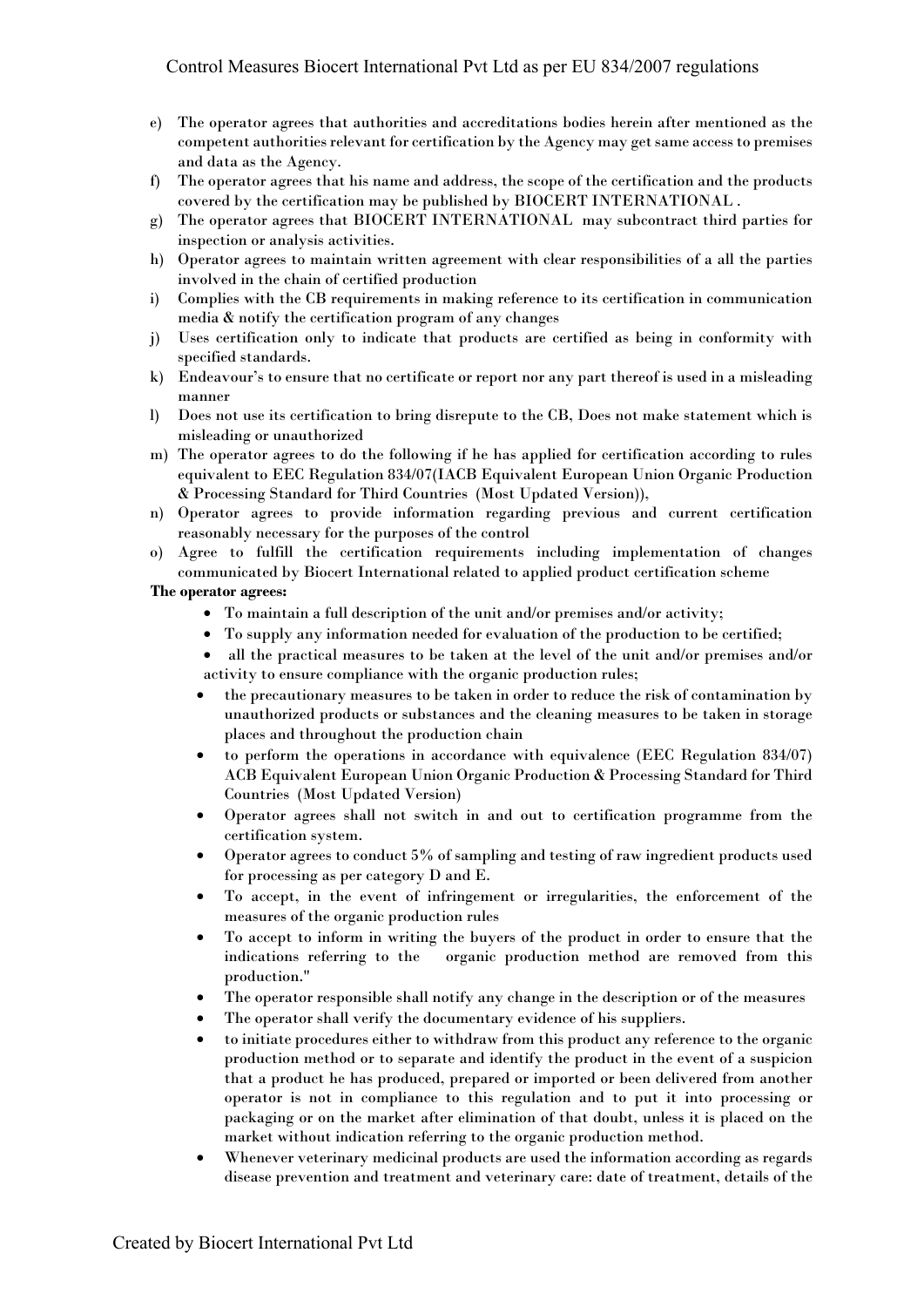e) The operator agrees that authorities and accreditations bodies herein after mentioned as the competent authorities relevant for certification by the Agency may get same access to premises and data as the Agency.
f) The operator agrees that his name and address, the scope of the certification and the products covered by the certification may be published by BIOCERT INTERNATIONAL .
g) The operator agrees that BIOCERT INTERNATIONAL may subcontract third parties for inspection or analysis activities.
h) Operator agrees to maintain written agreement with clear responsibilities of a all the parties involved in the chain of certified production
i) Complies with the CB requirements in making reference to its certification in communication media & notify the certification program of any changes
j) Uses certification only to indicate that products are certified as being in conformity with specified standards.
k) Endeavour's to ensure that no certificate or report nor any part thereof is used in a misleading manner
l) Does not use its certification to bring disrepute to the CB, Does not make statement which is misleading or unauthorized
m) The operator agrees to do the following if he has applied for certification according to rules equivalent to EEC Regulation 834/07(IACB Equivalent European Union Organic Production & Processing Standard for Third Countries (Most Updated Version)),
n) Operator agrees to provide information regarding previous and current certification reasonably necessary for the purposes of the control
o) Agree to fulfill the certification requirements including implementation of changes communicated by Biocert International related to applied product certification scheme

**The operator agrees:**

- To maintain a full description of the unit and/or premises and/or activity;
- To supply any information needed for evaluation of the production to be certified;
- all the practical measures to be taken at the level of the unit and/or premises and/or activity to ensure compliance with the organic production rules;
- the precautionary measures to be taken in order to reduce the risk of contamination by unauthorized products or substances and the cleaning measures to be taken in storage places and throughout the production chain
- to perform the operations in accordance with equivalence (EEC Regulation 834/07) ACB Equivalent European Union Organic Production & Processing Standard for Third Countries (Most Updated Version)
- Operator agrees shall not switch in and out to certification programme from the certification system.
- Operator agrees to conduct 5% of sampling and testing of raw ingredient products used for processing as per category D and E.
- To accept, in the event of infringement or irregularities, the enforcement of the measures of the organic production rules
- To accept to inform in writing the buyers of the product in order to ensure that the indications referring to the organic production method are removed from this production."
- The operator responsible shall notify any change in the description or of the measures
- The operator shall verify the documentary evidence of his suppliers.
- to initiate procedures either to withdraw from this product any reference to the organic production method or to separate and identify the product in the event of a suspicion that a product he has produced, prepared or imported or been delivered from another operator is not in compliance to this regulation and to put it into processing or packaging or on the market after elimination of that doubt, unless it is placed on the market without indication referring to the organic production method.
- Whenever veterinary medicinal products are used the information according as regards disease prevention and treatment and veterinary care: date of treatment, details of the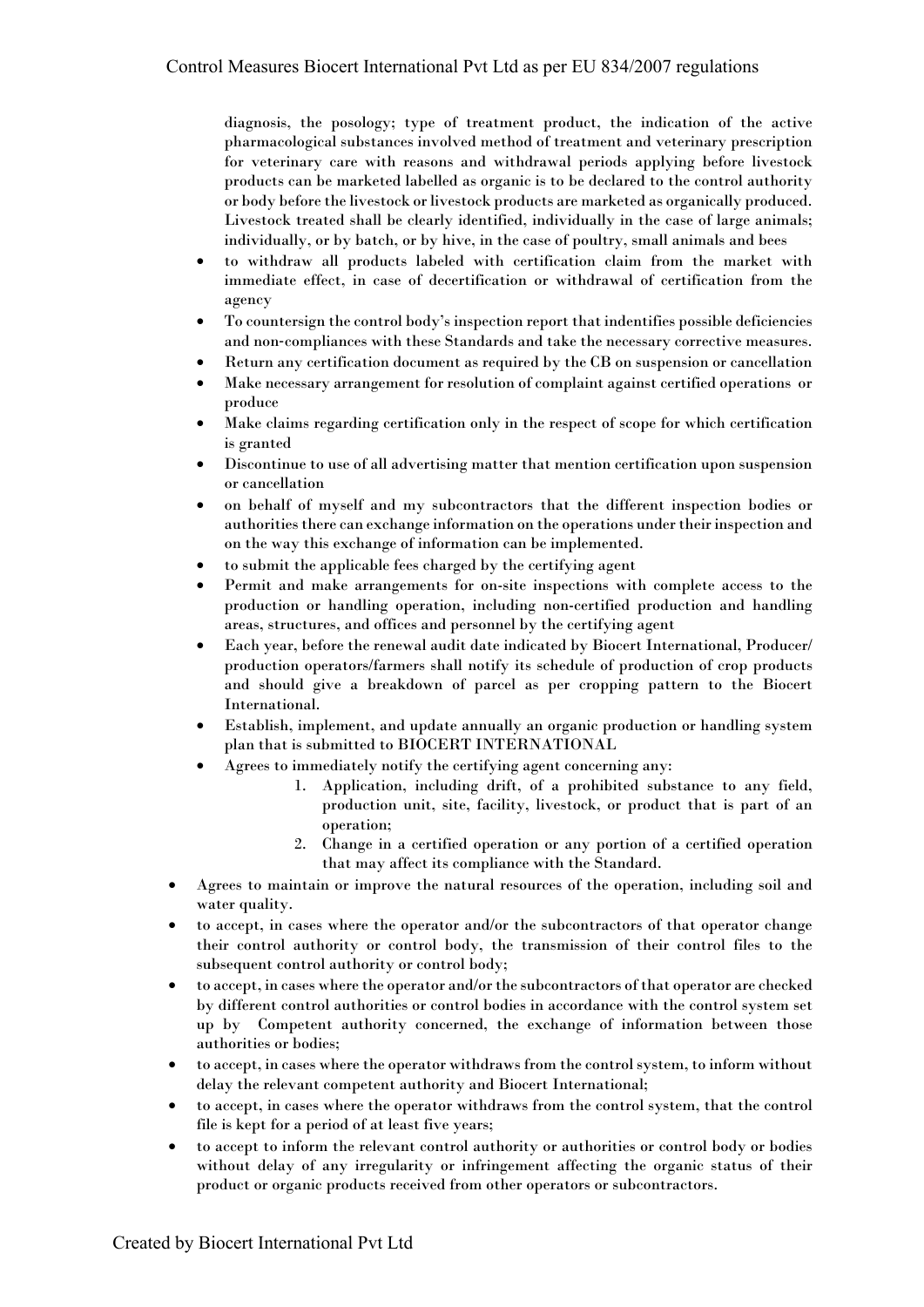diagnosis, the posology; type of treatment product, the indication of the active pharmacological substances involved method of treatment and veterinary prescription for veterinary care with reasons and withdrawal periods applying before livestock products can be marketed labelled as organic is to be declared to the control authority or body before the livestock or livestock products are marketed as organically produced. Livestock treated shall be clearly identified, individually in the case of large animals; individually, or by batch, or by hive, in the case of poultry, small animals and bees

- to withdraw all products labeled with certification claim from the market with immediate effect, in case of decertification or withdrawal of certification from the agency
- To countersign the control body's inspection report that indentifies possible deficiencies and non-compliances with these Standards and take the necessary corrective measures.
- Return any certification document as required by the CB on suspension or cancellation
- Make necessary arrangement for resolution of complaint against certified operations or produce
- Make claims regarding certification only in the respect of scope for which certification is granted
- Discontinue to use of all advertising matter that mention certification upon suspension or cancellation
- on behalf of myself and my subcontractors that the different inspection bodies or authorities there can exchange information on the operations under their inspection and on the way this exchange of information can be implemented.
- to submit the applicable fees charged by the certifying agent
- Permit and make arrangements for on-site inspections with complete access to the production or handling operation, including non-certified production and handling areas, structures, and offices and personnel by the certifying agent
- Each year, before the renewal audit date indicated by Biocert International, Producer/ production operators/farmers shall notify its schedule of production of crop products and should give a breakdown of parcel as per cropping pattern to the Biocert International.
- Establish, implement, and update annually an organic production or handling system plan that is submitted to BIOCERT INTERNATIONAL
- Agrees to immediately notify the certifying agent concerning any:
  1. Application, including drift, of a prohibited substance to any field, production unit, site, facility, livestock, or product that is part of an operation;
  2. Change in a certified operation or any portion of a certified operation that may affect its compliance with the Standard.

- Agrees to maintain or improve the natural resources of the operation, including soil and water quality.
- to accept, in cases where the operator and/or the subcontractors of that operator change their control authority or control body, the transmission of their control files to the subsequent control authority or control body;
- to accept, in cases where the operator and/or the subcontractors of that operator are checked by different control authorities or control bodies in accordance with the control system set up by Competent authority concerned, the exchange of information between those authorities or bodies;
- to accept, in cases where the operator withdraws from the control system, to inform without delay the relevant competent authority and Biocert International;
- to accept, in cases where the operator withdraws from the control system, that the control file is kept for a period of at least five years;
- to accept to inform the relevant control authority or authorities or control body or bodies without delay of any irregularity or infringement affecting the organic status of their product or organic products received from other operators or subcontractors.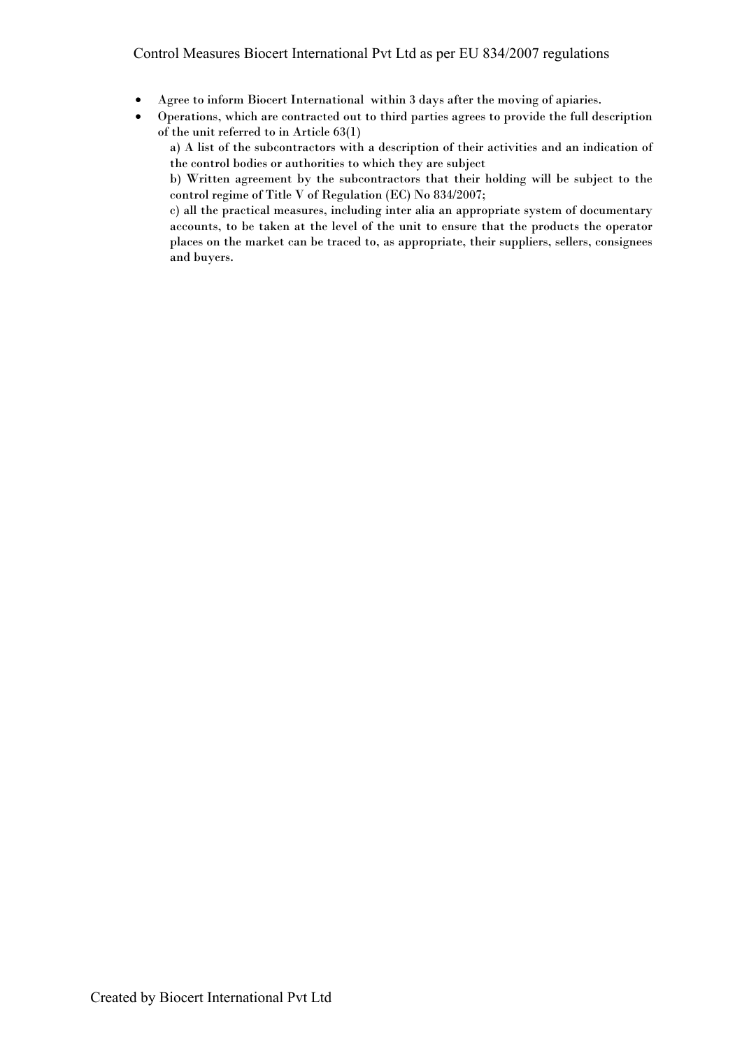- Agree to inform Biocert International within 3 days after the moving of apiaries.
- Operations, which are contracted out to third parties agrees to provide the full description of the unit referred to in Article 63(1)

  a) A list of the subcontractors with a description of their activities and an indication of the control bodies or authorities to which they are subject

  b) Written agreement by the subcontractors that their holding will be subject to the control regime of Title V of Regulation (EC) No 834/2007;

  c) all the practical measures, including inter alia an appropriate system of documentary accounts, to be taken at the level of the unit to ensure that the products the operator places on the market can be traced to, as appropriate, their suppliers, sellers, consignees and buyers.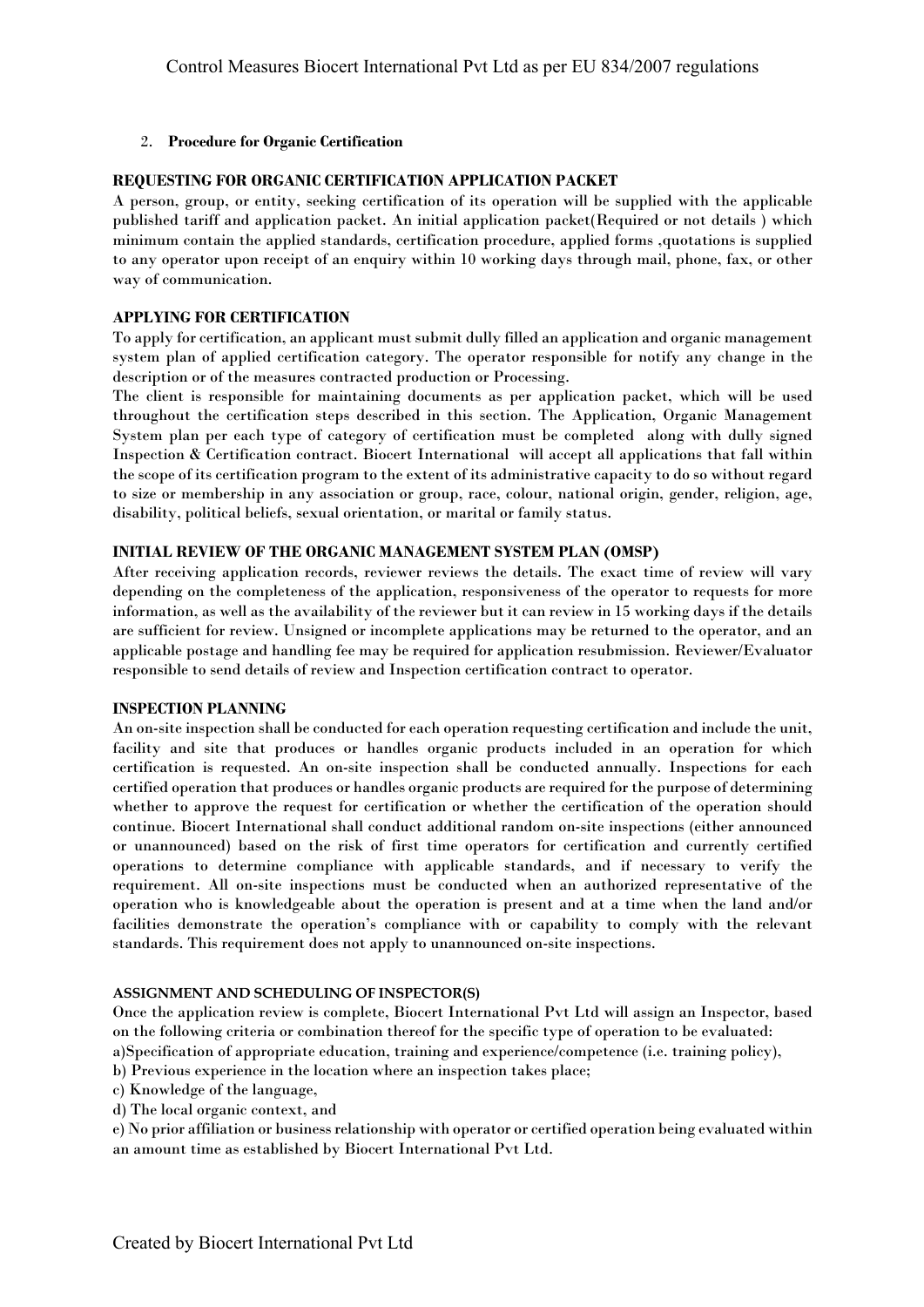2. **Procedure for Organic Certification**

**REQUESTING FOR ORGANIC CERTIFICATION APPLICATION PACKET**

A person, group, or entity, seeking certification of its operation will be supplied with the applicable published tariff and application packet. An initial application packet(Required or not details ) which minimum contain the applied standards, certification procedure, applied forms ,quotations is supplied to any operator upon receipt of an enquiry within 10 working days through mail, phone, fax, or other way of communication.

**APPLYING FOR CERTIFICATION**

To apply for certification, an applicant must submit dully filled an application and organic management system plan of applied certification category. The operator responsible for notify any change in the description or of the measures contracted production or Processing.

The client is responsible for maintaining documents as per application packet, which will be used throughout the certification steps described in this section. The Application, Organic Management System plan per each type of category of certification must be completed along with dully signed Inspection & Certification contract. Biocert International will accept all applications that fall within the scope of its certification program to the extent of its administrative capacity to do so without regard to size or membership in any association or group, race, colour, national origin, gender, religion, age, disability, political beliefs, sexual orientation, or marital or family status.

**INITIAL REVIEW OF THE ORGANIC MANAGEMENT SYSTEM PLAN (OMSP)**

After receiving application records, reviewer reviews the details. The exact time of review will vary depending on the completeness of the application, responsiveness of the operator to requests for more information, as well as the availability of the reviewer but it can review in 15 working days if the details are sufficient for review. Unsigned or incomplete applications may be returned to the operator, and an applicable postage and handling fee may be required for application resubmission. Reviewer/Evaluator responsible to send details of review and Inspection certification contract to operator.

**INSPECTION PLANNING**

An on-site inspection shall be conducted for each operation requesting certification and include the unit, facility and site that produces or handles organic products included in an operation for which certification is requested. An on-site inspection shall be conducted annually. Inspections for each certified operation that produces or handles organic products are required for the purpose of determining whether to approve the request for certification or whether the certification of the operation should continue. Biocert International shall conduct additional random on-site inspections (either announced or unannounced) based on the risk of first time operators for certification and currently certified operations to determine compliance with applicable standards, and if necessary to verify the requirement. All on-site inspections must be conducted when an authorized representative of the operation who is knowledgeable about the operation is present and at a time when the land and/or facilities demonstrate the operation's compliance with or capability to comply with the relevant standards. This requirement does not apply to unannounced on-site inspections.

**ASSIGNMENT AND SCHEDULING OF INSPECTOR(S)**

Once the application review is complete, Biocert International Pvt Ltd will assign an Inspector, based on the following criteria or combination thereof for the specific type of operation to be evaluated:

a)Specification of appropriate education, training and experience/competence (i.e. training policy),

b) Previous experience in the location where an inspection takes place;

c) Knowledge of the language,

d) The local organic context, and

e) No prior affiliation or business relationship with operator or certified operation being evaluated within an amount time as established by Biocert International Pvt Ltd.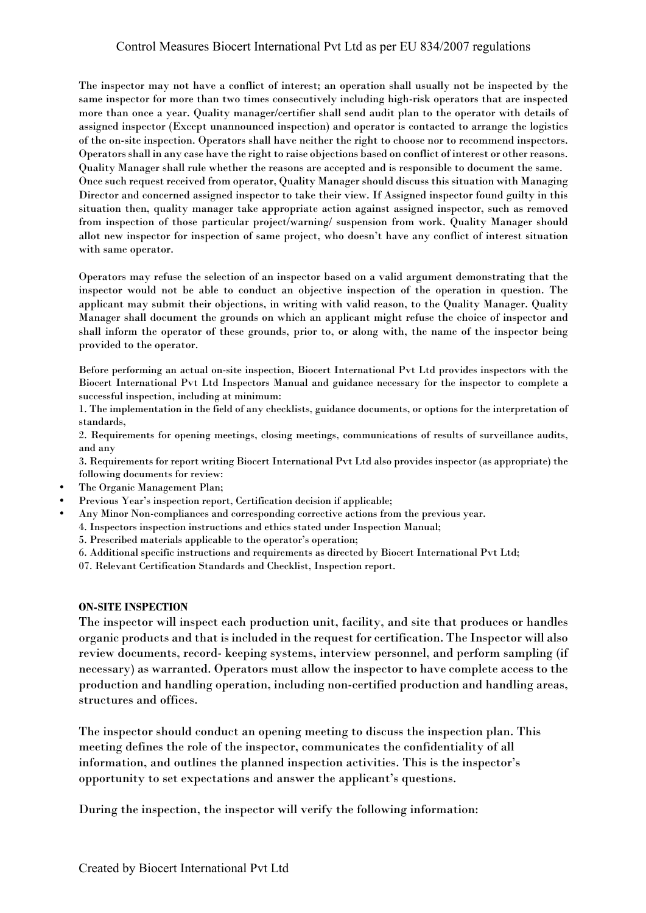The inspector may not have a conflict of interest; an operation shall usually not be inspected by the same inspector for more than two times consecutively including high-risk operators that are inspected more than once a year. Quality manager/certifier shall send audit plan to the operator with details of assigned inspector (Except unannounced inspection) and operator is contacted to arrange the logistics of the on-site inspection. Operators shall have neither the right to choose nor to recommend inspectors. Operators shall in any case have the right to raise objections based on conflict of interest or other reasons. Quality Manager shall rule whether the reasons are accepted and is responsible to document the same. Once such request received from operator, Quality Manager should discuss this situation with Managing Director and concerned assigned inspector to take their view. If Assigned inspector found guilty in this situation then, quality manager take appropriate action against assigned inspector, such as removed from inspection of those particular project/warning/ suspension from work. Quality Manager should allot new inspector for inspection of same project, who doesn't have any conflict of interest situation with same operator.

Operators may refuse the selection of an inspector based on a valid argument demonstrating that the inspector would not be able to conduct an objective inspection of the operation in question. The applicant may submit their objections, in writing with valid reason, to the Quality Manager. Quality Manager shall document the grounds on which an applicant might refuse the choice of inspector and shall inform the operator of these grounds, prior to, or along with, the name of the inspector being provided to the operator.

Before performing an actual on-site inspection, Biocert International Pvt Ltd provides inspectors with the Biocert International Pvt Ltd Inspectors Manual and guidance necessary for the inspector to complete a successful inspection, including at minimum:

1. The implementation in the field of any checklists, guidance documents, or options for the interpretation of standards,
2. Requirements for opening meetings, closing meetings, communications of results of surveillance audits, and any
3. Requirements for report writing Biocert International Pvt Ltd also provides inspector (as appropriate) the following documents for review:

- The Organic Management Plan;
- Previous Year's inspection report, Certification decision if applicable;
- Any Minor Non-compliances and corresponding corrective actions from the previous year.

4. Inspectors inspection instructions and ethics stated under Inspection Manual;
5. Prescribed materials applicable to the operator's operation;
6. Additional specific instructions and requirements as directed by Biocert International Pvt Ltd;
07. Relevant Certification Standards and Checklist, Inspection report.

**ON-SITE INSPECTION**

The inspector will inspect each production unit, facility, and site that produces or handles organic products and that is included in the request for certification. The Inspector will also review documents, record- keeping systems, interview personnel, and perform sampling (if necessary) as warranted. Operators must allow the inspector to have complete access to the production and handling operation, including non-certified production and handling areas, structures and offices.

The inspector should conduct an opening meeting to discuss the inspection plan. This meeting defines the role of the inspector, communicates the confidentiality of all information, and outlines the planned inspection activities. This is the inspector's opportunity to set expectations and answer the applicant's questions.

During the inspection, the inspector will verify the following information: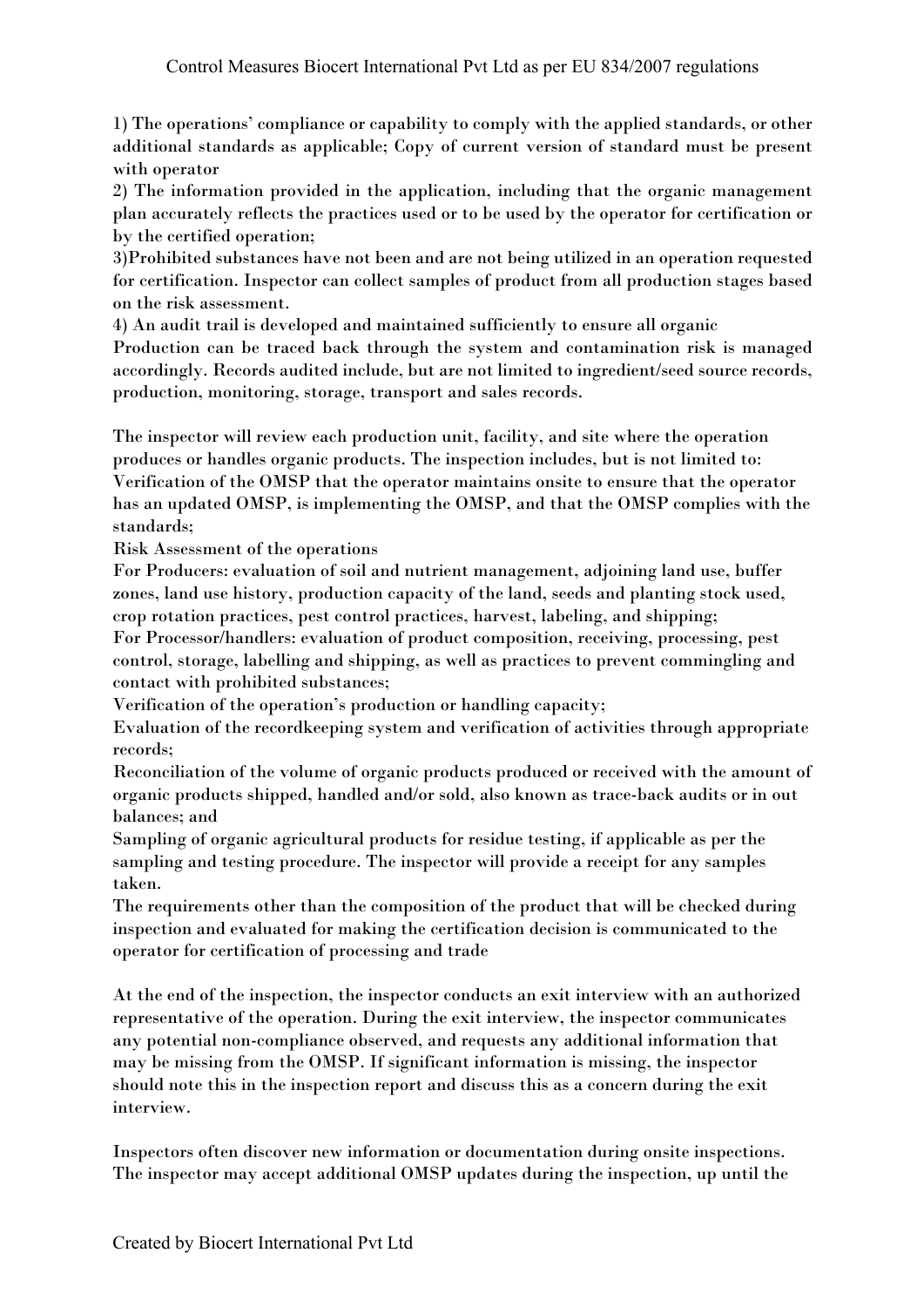1) The operations' compliance or capability to comply with the applied standards, or other additional standards as applicable; Copy of current version of standard must be present with operator

2) The information provided in the application, including that the organic management plan accurately reflects the practices used or to be used by the operator for certification or by the certified operation;

3)Prohibited substances have not been and are not being utilized in an operation requested for certification. Inspector can collect samples of product from all production stages based on the risk assessment.

4) An audit trail is developed and maintained sufficiently to ensure all organic Production can be traced back through the system and contamination risk is managed accordingly. Records audited include, but are not limited to ingredient/seed source records, production, monitoring, storage, transport and sales records.

The inspector will review each production unit, facility, and site where the operation produces or handles organic products. The inspection includes, but is not limited to:

Verification of the OMSP that the operator maintains onsite to ensure that the operator has an updated OMSP, is implementing the OMSP, and that the OMSP complies with the standards;

Risk Assessment of the operations

For Producers: evaluation of soil and nutrient management, adjoining land use, buffer zones, land use history, production capacity of the land, seeds and planting stock used, crop rotation practices, pest control practices, harvest, labeling, and shipping;

For Processor/handlers: evaluation of product composition, receiving, processing, pest control, storage, labelling and shipping, as well as practices to prevent commingling and contact with prohibited substances;

Verification of the operation's production or handling capacity;

Evaluation of the recordkeeping system and verification of activities through appropriate records;

Reconciliation of the volume of organic products produced or received with the amount of organic products shipped, handled and/or sold, also known as trace-back audits or in out balances; and

Sampling of organic agricultural products for residue testing, if applicable as per the sampling and testing procedure. The inspector will provide a receipt for any samples taken.

The requirements other than the composition of the product that will be checked during inspection and evaluated for making the certification decision is communicated to the operator for certification of processing and trade

At the end of the inspection, the inspector conducts an exit interview with an authorized representative of the operation. During the exit interview, the inspector communicates any potential non-compliance observed, and requests any additional information that may be missing from the OMSP. If significant information is missing, the inspector should note this in the inspection report and discuss this as a concern during the exit interview.

Inspectors often discover new information or documentation during onsite inspections. The inspector may accept additional OMSP updates during the inspection, up until the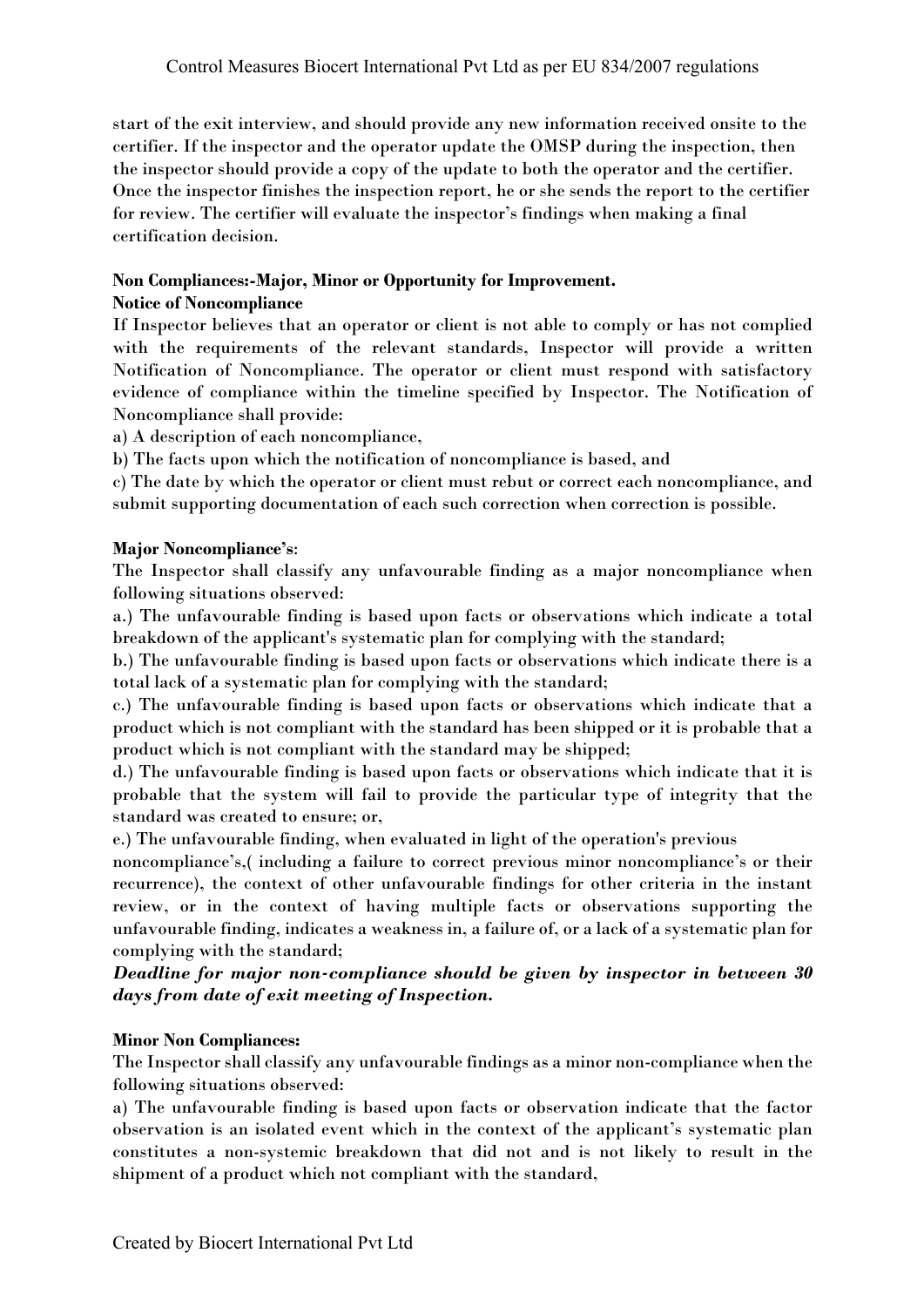start of the exit interview, and should provide any new information received onsite to the certifier. If the inspector and the operator update the OMSP during the inspection, then the inspector should provide a copy of the update to both the operator and the certifier. Once the inspector finishes the inspection report, he or she sends the report to the certifier for review. The certifier will evaluate the inspector's findings when making a final certification decision.

**Non Compliances:-Major, Minor or Opportunity for Improvement.**

**Notice of Noncompliance**

If Inspector believes that an operator or client is not able to comply or has not complied with the requirements of the relevant standards, Inspector will provide a written Notification of Noncompliance. The operator or client must respond with satisfactory evidence of compliance within the timeline specified by Inspector. The Notification of Noncompliance shall provide:

a) A description of each noncompliance,

b) The facts upon which the notification of noncompliance is based, and

c) The date by which the operator or client must rebut or correct each noncompliance, and submit supporting documentation of each such correction when correction is possible.

**Major Noncompliance's**:

The Inspector shall classify any unfavourable finding as a major noncompliance when following situations observed:

a.) The unfavourable finding is based upon facts or observations which indicate a total breakdown of the applicant's systematic plan for complying with the standard;

b.) The unfavourable finding is based upon facts or observations which indicate there is a total lack of a systematic plan for complying with the standard;

c.) The unfavourable finding is based upon facts or observations which indicate that a product which is not compliant with the standard has been shipped or it is probable that a product which is not compliant with the standard may be shipped;

d.) The unfavourable finding is based upon facts or observations which indicate that it is probable that the system will fail to provide the particular type of integrity that the standard was created to ensure; or,

e.) The unfavourable finding, when evaluated in light of the operation's previous noncompliance's,( including a failure to correct previous minor noncompliance's or their recurrence), the context of other unfavourable findings for other criteria in the instant review, or in the context of having multiple facts or observations supporting the unfavourable finding, indicates a weakness in, a failure of, or a lack of a systematic plan for complying with the standard;

***Deadline for major non-compliance should be given by inspector in between 30 days from date of exit meeting of Inspection.***

**Minor Non Compliances:**

The Inspector shall classify any unfavourable findings as a minor non-compliance when the following situations observed:

a) The unfavourable finding is based upon facts or observation indicate that the factor observation is an isolated event which in the context of the applicant's systematic plan constitutes a non-systemic breakdown that did not and is not likely to result in the shipment of a product which not compliant with the standard,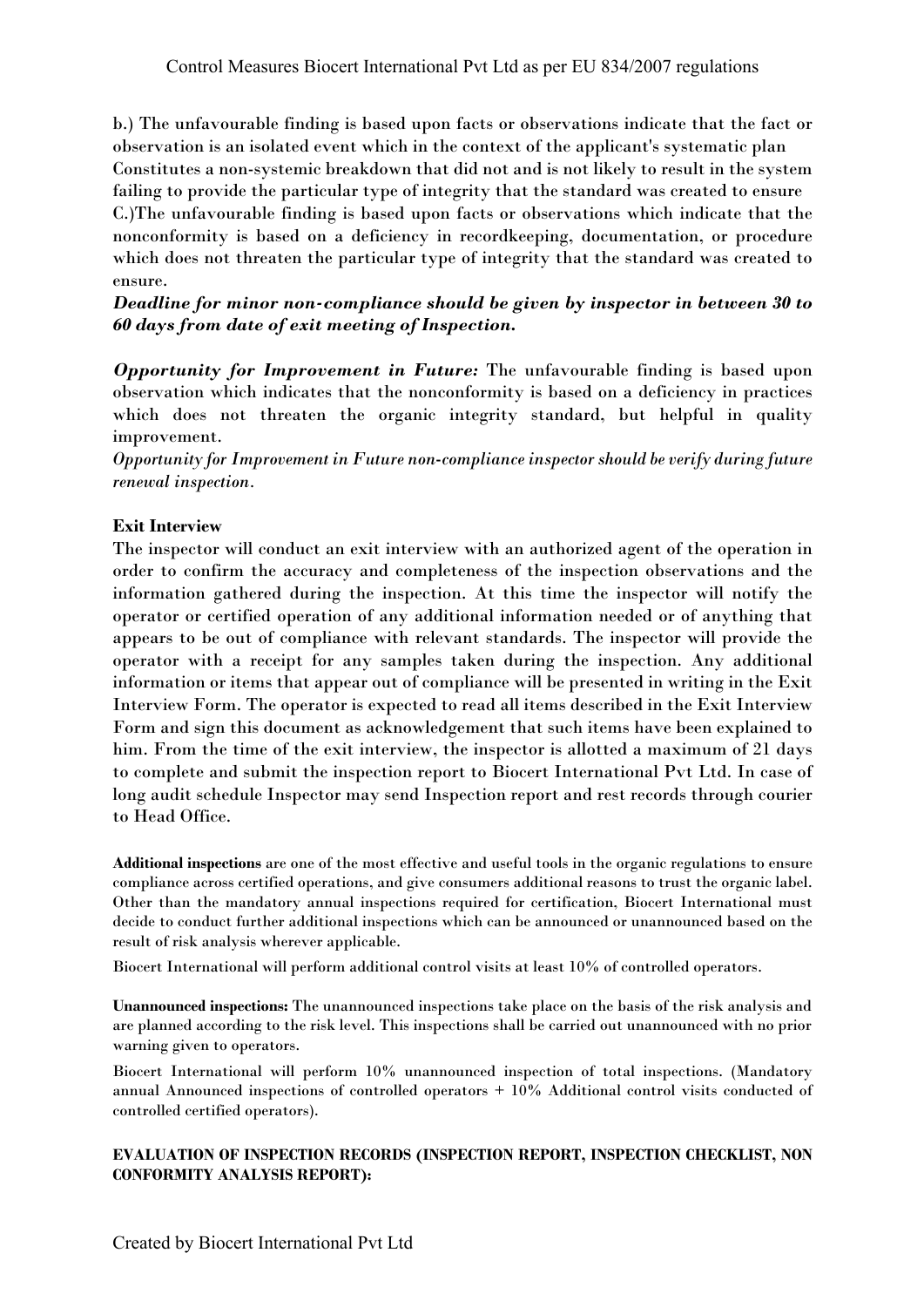b.) The unfavourable finding is based upon facts or observations indicate that the fact or observation is an isolated event which in the context of the applicant's systematic plan Constitutes a non-systemic breakdown that did not and is not likely to result in the system failing to provide the particular type of integrity that the standard was created to ensure
C.)The unfavourable finding is based upon facts or observations which indicate that the nonconformity is based on a deficiency in recordkeeping, documentation, or procedure which does not threaten the particular type of integrity that the standard was created to ensure.

***Deadline for minor non-compliance should be given by inspector in between 30 to 60 days from date of exit meeting of Inspection.***

***Opportunity for Improvement in Future:*** The unfavourable finding is based upon observation which indicates that the nonconformity is based on a deficiency in practices which does not threaten the organic integrity standard, but helpful in quality improvement.

*Opportunity for Improvement in Future non-compliance inspector should be verify during future renewal inspection.*

**Exit Interview**

The inspector will conduct an exit interview with an authorized agent of the operation in order to confirm the accuracy and completeness of the inspection observations and the information gathered during the inspection. At this time the inspector will notify the operator or certified operation of any additional information needed or of anything that appears to be out of compliance with relevant standards. The inspector will provide the operator with a receipt for any samples taken during the inspection. Any additional information or items that appear out of compliance will be presented in writing in the Exit Interview Form. The operator is expected to read all items described in the Exit Interview Form and sign this document as acknowledgement that such items have been explained to him. From the time of the exit interview, the inspector is allotted a maximum of 21 days to complete and submit the inspection report to Biocert International Pvt Ltd. In case of long audit schedule Inspector may send Inspection report and rest records through courier to Head Office.

**Additional inspections** are one of the most effective and useful tools in the organic regulations to ensure compliance across certified operations, and give consumers additional reasons to trust the organic label. Other than the mandatory annual inspections required for certification, Biocert International must decide to conduct further additional inspections which can be announced or unannounced based on the result of risk analysis wherever applicable.

Biocert International will perform additional control visits at least 10% of controlled operators.

**Unannounced inspections:** The unannounced inspections take place on the basis of the risk analysis and are planned according to the risk level. This inspections shall be carried out unannounced with no prior warning given to operators.

Biocert International will perform 10% unannounced inspection of total inspections. (Mandatory annual Announced inspections of controlled operators + 10% Additional control visits conducted of controlled certified operators).

**EVALUATION OF INSPECTION RECORDS (INSPECTION REPORT, INSPECTION CHECKLIST, NON CONFORMITY ANALYSIS REPORT):**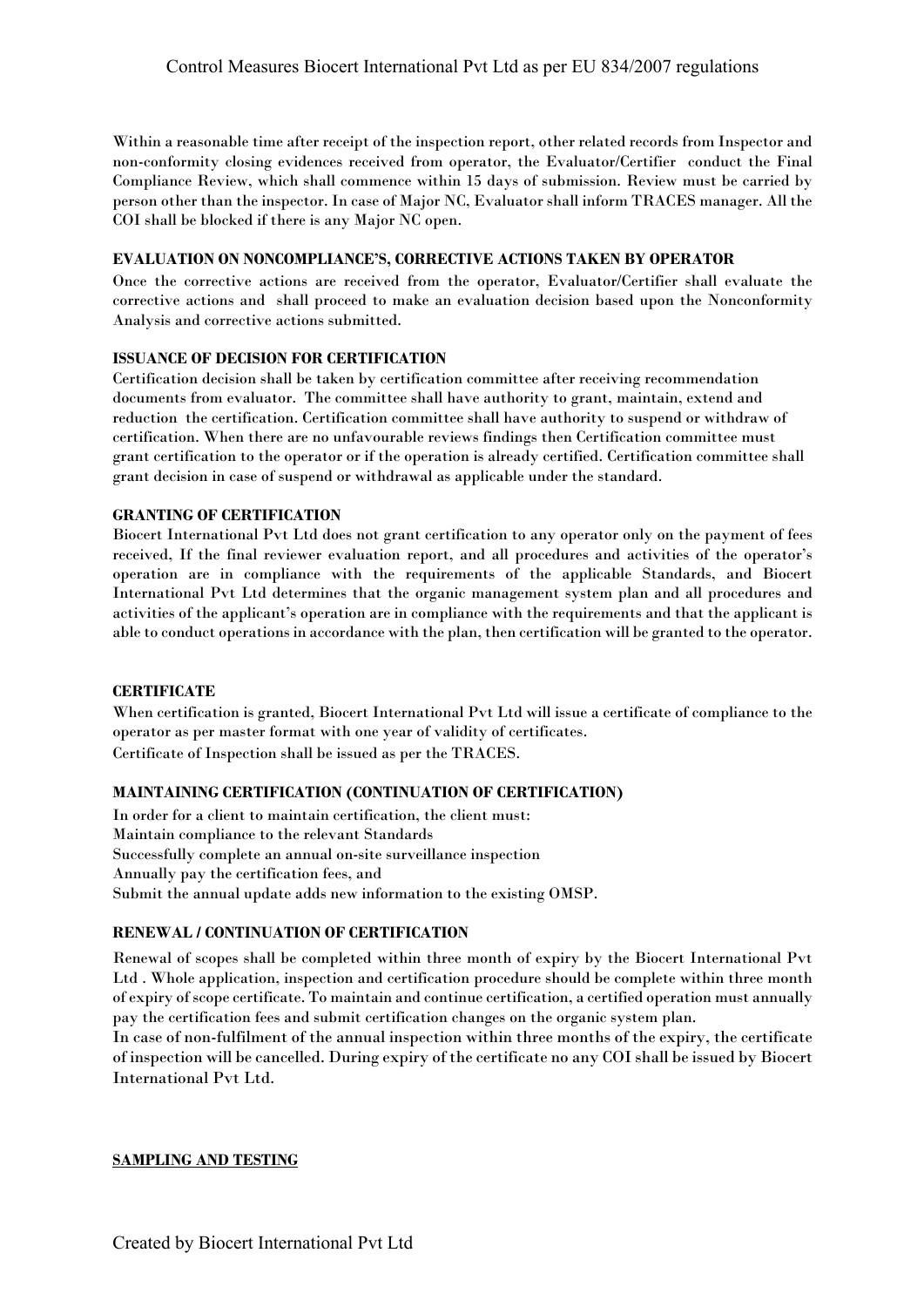Within a reasonable time after receipt of the inspection report, other related records from Inspector and non-conformity closing evidences received from operator, the Evaluator/Certifier conduct the Final Compliance Review, which shall commence within 15 days of submission. Review must be carried by person other than the inspector. In case of Major NC, Evaluator shall inform TRACES manager. All the COI shall be blocked if there is any Major NC open.

**EVALUATION ON NONCOMPLIANCE'S, CORRECTIVE ACTIONS TAKEN BY OPERATOR**

Once the corrective actions are received from the operator, Evaluator/Certifier shall evaluate the corrective actions and shall proceed to make an evaluation decision based upon the Nonconformity Analysis and corrective actions submitted.

**ISSUANCE OF DECISION FOR CERTIFICATION**

Certification decision shall be taken by certification committee after receiving recommendation documents from evaluator. The committee shall have authority to grant, maintain, extend and reduction the certification. Certification committee shall have authority to suspend or withdraw of certification. When there are no unfavourable reviews findings then Certification committee must grant certification to the operator or if the operation is already certified. Certification committee shall grant decision in case of suspend or withdrawal as applicable under the standard.

**GRANTING OF CERTIFICATION**

Biocert International Pvt Ltd does not grant certification to any operator only on the payment of fees received, If the final reviewer evaluation report, and all procedures and activities of the operator's operation are in compliance with the requirements of the applicable Standards, and Biocert International Pvt Ltd determines that the organic management system plan and all procedures and activities of the applicant's operation are in compliance with the requirements and that the applicant is able to conduct operations in accordance with the plan, then certification will be granted to the operator.

**CERTIFICATE**

When certification is granted, Biocert International Pvt Ltd will issue a certificate of compliance to the operator as per master format with one year of validity of certificates.
Certificate of Inspection shall be issued as per the TRACES.

**MAINTAINING CERTIFICATION (CONTINUATION OF CERTIFICATION)**

In order for a client to maintain certification, the client must:
Maintain compliance to the relevant Standards
Successfully complete an annual on-site surveillance inspection
Annually pay the certification fees, and
Submit the annual update adds new information to the existing OMSP.

**RENEWAL / CONTINUATION OF CERTIFICATION**

Renewal of scopes shall be completed within three month of expiry by the Biocert International Pvt Ltd . Whole application, inspection and certification procedure should be complete within three month of expiry of scope certificate. To maintain and continue certification, a certified operation must annually pay the certification fees and submit certification changes on the organic system plan.
In case of non-fulfilment of the annual inspection within three months of the expiry, the certificate of inspection will be cancelled. During expiry of the certificate no any COI shall be issued by Biocert International Pvt Ltd.

**SAMPLING AND TESTING**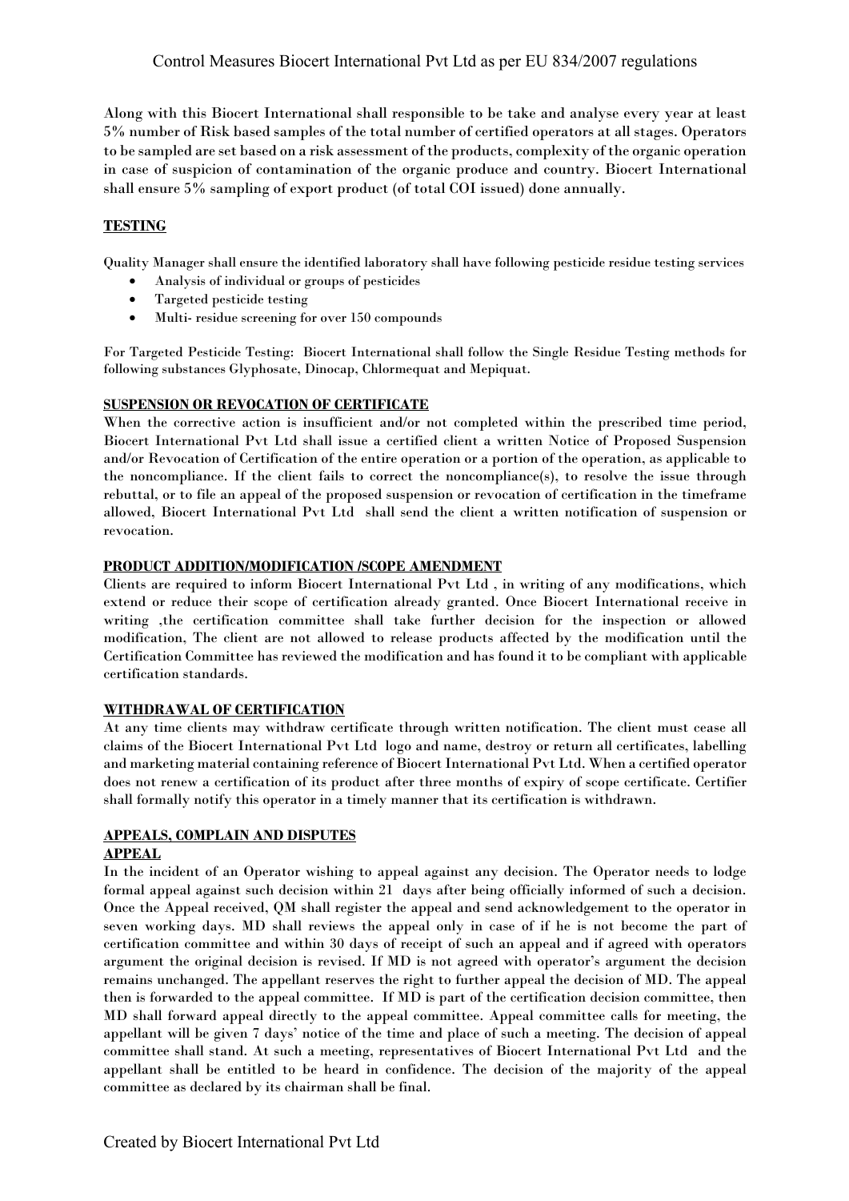Along with this Biocert International shall responsible to be take and analyse every year at least 5% number of Risk based samples of the total number of certified operators at all stages. Operators to be sampled are set based on a risk assessment of the products, complexity of the organic operation in case of suspicion of contamination of the organic produce and country. Biocert International shall ensure 5% sampling of export product (of total COI issued) done annually.

**TESTING**

Quality Manager shall ensure the identified laboratory shall have following pesticide residue testing services

- Analysis of individual or groups of pesticides
- Targeted pesticide testing
- Multi- residue screening for over 150 compounds

For Targeted Pesticide Testing: Biocert International shall follow the Single Residue Testing methods for following substances Glyphosate, Dinocap, Chlormequat and Mepiquat.

**SUSPENSION OR REVOCATION OF CERTIFICATE**

When the corrective action is insufficient and/or not completed within the prescribed time period, Biocert International Pvt Ltd shall issue a certified client a written Notice of Proposed Suspension and/or Revocation of Certification of the entire operation or a portion of the operation, as applicable to the noncompliance. If the client fails to correct the noncompliance(s), to resolve the issue through rebuttal, or to file an appeal of the proposed suspension or revocation of certification in the timeframe allowed, Biocert International Pvt Ltd shall send the client a written notification of suspension or revocation.

**PRODUCT ADDITION/MODIFICATION /SCOPE AMENDMENT**

Clients are required to inform Biocert International Pvt Ltd , in writing of any modifications, which extend or reduce their scope of certification already granted. Once Biocert International receive in writing ,the certification committee shall take further decision for the inspection or allowed modification, The client are not allowed to release products affected by the modification until the Certification Committee has reviewed the modification and has found it to be compliant with applicable certification standards.

**WITHDRAWAL OF CERTIFICATION**

At any time clients may withdraw certificate through written notification. The client must cease all claims of the Biocert International Pvt Ltd logo and name, destroy or return all certificates, labelling and marketing material containing reference of Biocert International Pvt Ltd. When a certified operator does not renew a certification of its product after three months of expiry of scope certificate. Certifier shall formally notify this operator in a timely manner that its certification is withdrawn.

**APPEALS, COMPLAIN AND DISPUTES**

**APPEAL**

In the incident of an Operator wishing to appeal against any decision. The Operator needs to lodge formal appeal against such decision within 21 days after being officially informed of such a decision. Once the Appeal received, QM shall register the appeal and send acknowledgement to the operator in seven working days. MD shall reviews the appeal only in case of if he is not become the part of certification committee and within 30 days of receipt of such an appeal and if agreed with operators argument the original decision is revised. If MD is not agreed with operator's argument the decision remains unchanged. The appellant reserves the right to further appeal the decision of MD. The appeal then is forwarded to the appeal committee. If MD is part of the certification decision committee, then MD shall forward appeal directly to the appeal committee. Appeal committee calls for meeting, the appellant will be given 7 days' notice of the time and place of such a meeting. The decision of appeal committee shall stand. At such a meeting, representatives of Biocert International Pvt Ltd and the appellant shall be entitled to be heard in confidence. The decision of the majority of the appeal committee as declared by its chairman shall be final.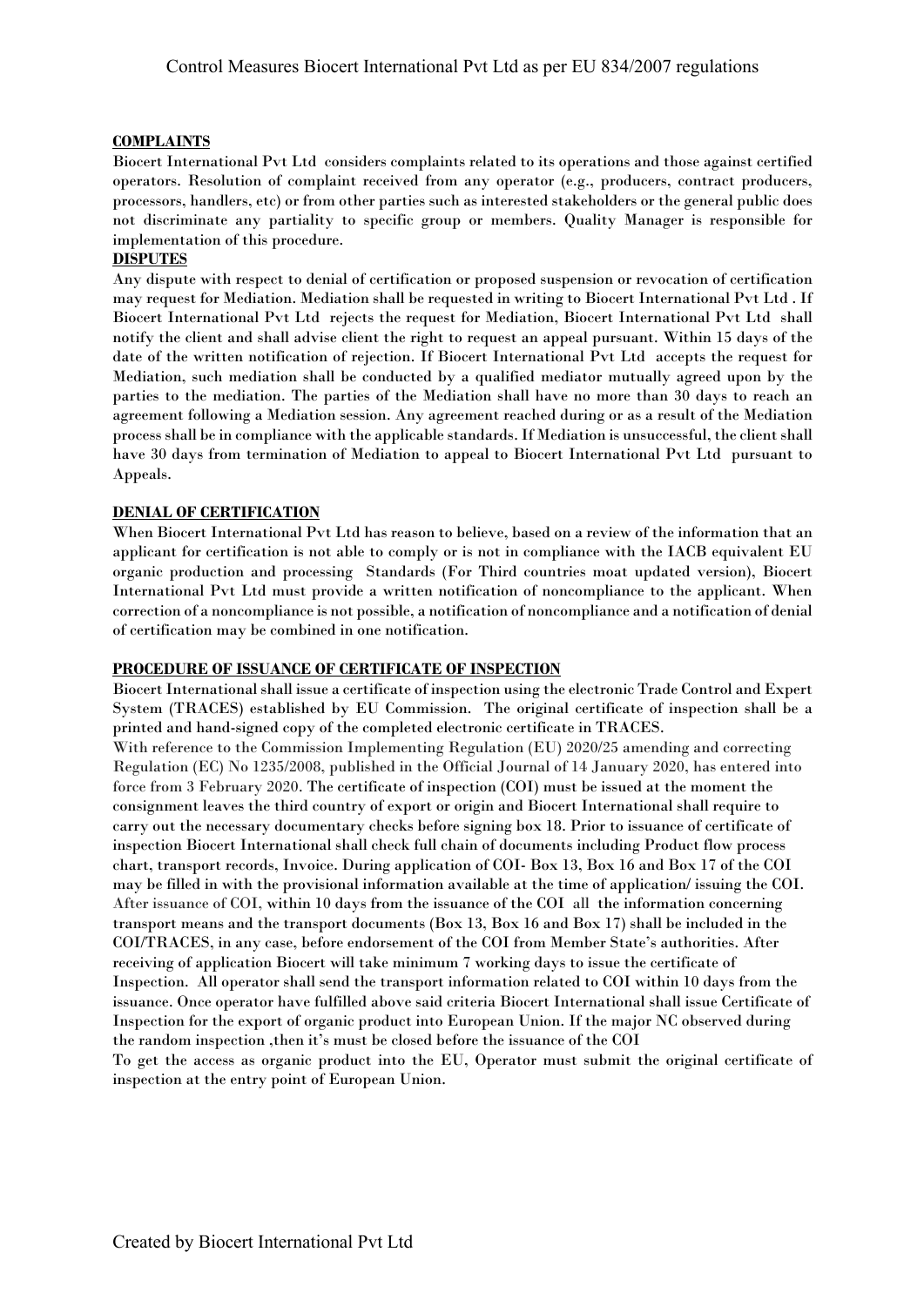**COMPLAINTS**

Biocert International Pvt Ltd considers complaints related to its operations and those against certified operators. Resolution of complaint received from any operator (e.g., producers, contract producers, processors, handlers, etc) or from other parties such as interested stakeholders or the general public does not discriminate any partiality to specific group or members. Quality Manager is responsible for implementation of this procedure.

**DISPUTES**

Any dispute with respect to denial of certification or proposed suspension or revocation of certification may request for Mediation. Mediation shall be requested in writing to Biocert International Pvt Ltd . If Biocert International Pvt Ltd rejects the request for Mediation, Biocert International Pvt Ltd shall notify the client and shall advise client the right to request an appeal pursuant. Within 15 days of the date of the written notification of rejection. If Biocert International Pvt Ltd accepts the request for Mediation, such mediation shall be conducted by a qualified mediator mutually agreed upon by the parties to the mediation. The parties of the Mediation shall have no more than 30 days to reach an agreement following a Mediation session. Any agreement reached during or as a result of the Mediation process shall be in compliance with the applicable standards. If Mediation is unsuccessful, the client shall have 30 days from termination of Mediation to appeal to Biocert International Pvt Ltd pursuant to Appeals.

**DENIAL OF CERTIFICATION**

When Biocert International Pvt Ltd has reason to believe, based on a review of the information that an applicant for certification is not able to comply or is not in compliance with the IACB equivalent EU organic production and processing Standards (For Third countries moat updated version), Biocert International Pvt Ltd must provide a written notification of noncompliance to the applicant. When correction of a noncompliance is not possible, a notification of noncompliance and a notification of denial of certification may be combined in one notification.

**PROCEDURE OF ISSUANCE OF CERTIFICATE OF INSPECTION**

Biocert International shall issue a certificate of inspection using the electronic Trade Control and Expert System (TRACES) established by EU Commission. The original certificate of inspection shall be a printed and hand-signed copy of the completed electronic certificate in TRACES.

With reference to the Commission Implementing Regulation (EU) 2020/25 amending and correcting Regulation (EC) No 1235/2008, published in the Official Journal of 14 January 2020, has entered into force from 3 February 2020. The certificate of inspection (COI) must be issued at the moment the consignment leaves the third country of export or origin and Biocert International shall require to carry out the necessary documentary checks before signing box 18. Prior to issuance of certificate of inspection Biocert International shall check full chain of documents including Product flow process chart, transport records, Invoice. During application of COI- Box 13, Box 16 and Box 17 of the COI may be filled in with the provisional information available at the time of application/ issuing the COI. After issuance of COI, within 10 days from the issuance of the COI all the information concerning transport means and the transport documents (Box 13, Box 16 and Box 17) shall be included in the COI/TRACES, in any case, before endorsement of the COI from Member State's authorities. After receiving of application Biocert will take minimum 7 working days to issue the certificate of Inspection. All operator shall send the transport information related to COI within 10 days from the issuance. Once operator have fulfilled above said criteria Biocert International shall issue Certificate of Inspection for the export of organic product into European Union. If the major NC observed during the random inspection ,then it's must be closed before the issuance of the COI

To get the access as organic product into the EU, Operator must submit the original certificate of inspection at the entry point of European Union.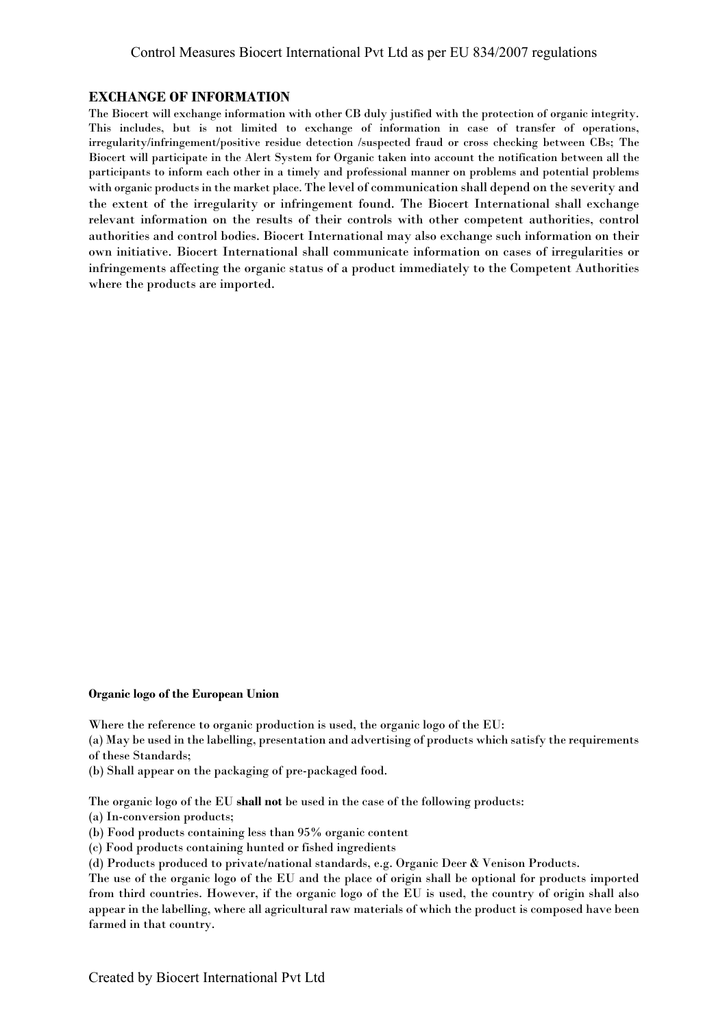## EXCHANGE OF INFORMATION

The Biocert will exchange information with other CB duly justified with the protection of organic integrity. This includes, but is not limited to exchange of information in case of transfer of operations, irregularity/infringement/positive residue detection /suspected fraud or cross checking between CBs; The Biocert will participate in the Alert System for Organic taken into account the notification between all the participants to inform each other in a timely and professional manner on problems and potential problems with organic products in the market place. The level of communication shall depend on the severity and the extent of the irregularity or infringement found. The Biocert International shall exchange relevant information on the results of their controls with other competent authorities, control authorities and control bodies. Biocert International may also exchange such information on their own initiative. Biocert International shall communicate information on cases of irregularities or infringements affecting the organic status of a product immediately to the Competent Authorities where the products are imported.

**Organic logo of the European Union**

Where the reference to organic production is used, the organic logo of the EU:

(a) May be used in the labelling, presentation and advertising of products which satisfy the requirements of these Standards;

(b) Shall appear on the packaging of pre-packaged food.

The organic logo of the EU **shall not** be used in the case of the following products:

(a) In-conversion products;

(b) Food products containing less than 95% organic content

(c) Food products containing hunted or fished ingredients

(d) Products produced to private/national standards, e.g. Organic Deer & Venison Products.

The use of the organic logo of the EU and the place of origin shall be optional for products imported from third countries. However, if the organic logo of the EU is used, the country of origin shall also appear in the labelling, where all agricultural raw materials of which the product is composed have been farmed in that country.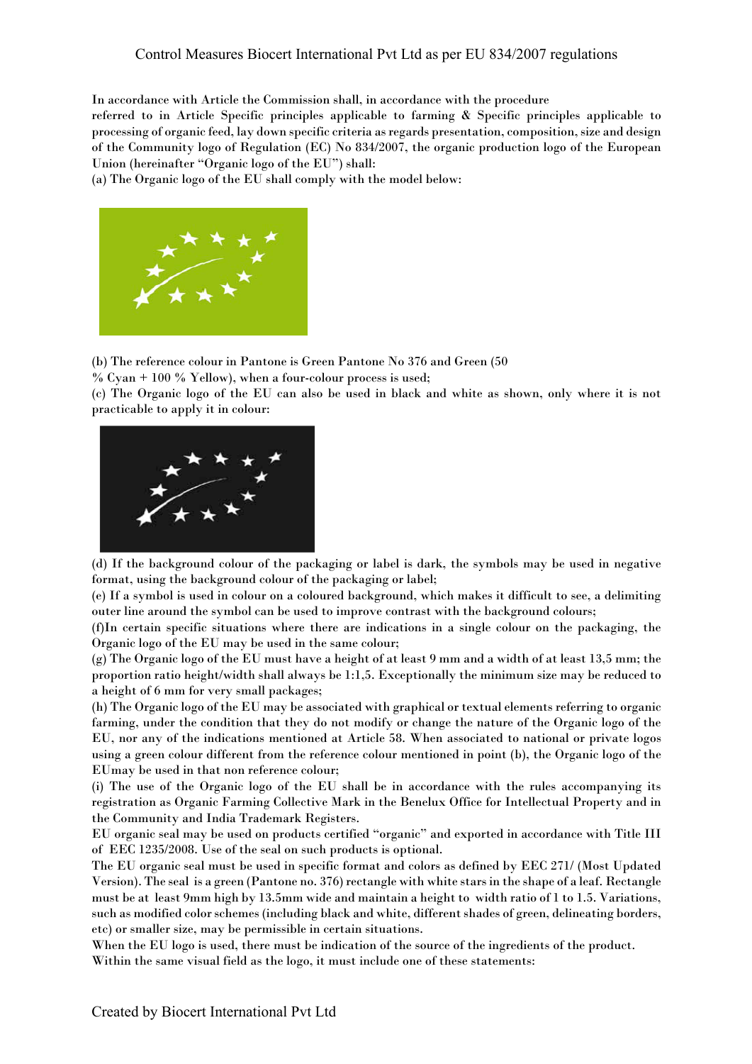In accordance with Article the Commission shall, in accordance with the procedure referred to in Article Specific principles applicable to farming & Specific principles applicable to processing of organic feed, lay down specific criteria as regards presentation, composition, size and design of the Community logo of Regulation (EC) No 834/2007, the organic production logo of the European Union (hereinafter "Organic logo of the EU") shall:

(a) The Organic logo of the EU shall comply with the model below:

(b) The reference colour in Pantone is Green Pantone No 376 and Green (50 % Cyan + 100 % Yellow), when a four-colour process is used;

(c) The Organic logo of the EU can also be used in black and white as shown, only where it is not practicable to apply it in colour:

(d) If the background colour of the packaging or label is dark, the symbols may be used in negative format, using the background colour of the packaging or label;

(e) If a symbol is used in colour on a coloured background, which makes it difficult to see, a delimiting outer line around the symbol can be used to improve contrast with the background colours;

(f)In certain specific situations where there are indications in a single colour on the packaging, the Organic logo of the EU may be used in the same colour;

(g) The Organic logo of the EU must have a height of at least 9 mm and a width of at least 13,5 mm; the proportion ratio height/width shall always be 1:1,5. Exceptionally the minimum size may be reduced to a height of 6 mm for very small packages;

(h) The Organic logo of the EU may be associated with graphical or textual elements referring to organic farming, under the condition that they do not modify or change the nature of the Organic logo of the EU, nor any of the indications mentioned at Article 58. When associated to national or private logos using a green colour different from the reference colour mentioned in point (b), the Organic logo of the EUmay be used in that non reference colour;

(i) The use of the Organic logo of the EU shall be in accordance with the rules accompanying its registration as Organic Farming Collective Mark in the Benelux Office for Intellectual Property and in the Community and India Trademark Registers.

EU organic seal may be used on products certified "organic" and exported in accordance with Title III of EEC 1235/2008. Use of the seal on such products is optional.

The EU organic seal must be used in specific format and colors as defined by EEC 271/ (Most Updated Version). The seal is a green (Pantone no. 376) rectangle with white stars in the shape of a leaf. Rectangle must be at least 9mm high by 13.5mm wide and maintain a height to width ratio of 1 to 1.5. Variations, such as modified color schemes (including black and white, different shades of green, delineating borders, etc) or smaller size, may be permissible in certain situations.

When the EU logo is used, there must be indication of the source of the ingredients of the product. Within the same visual field as the logo, it must include one of these statements: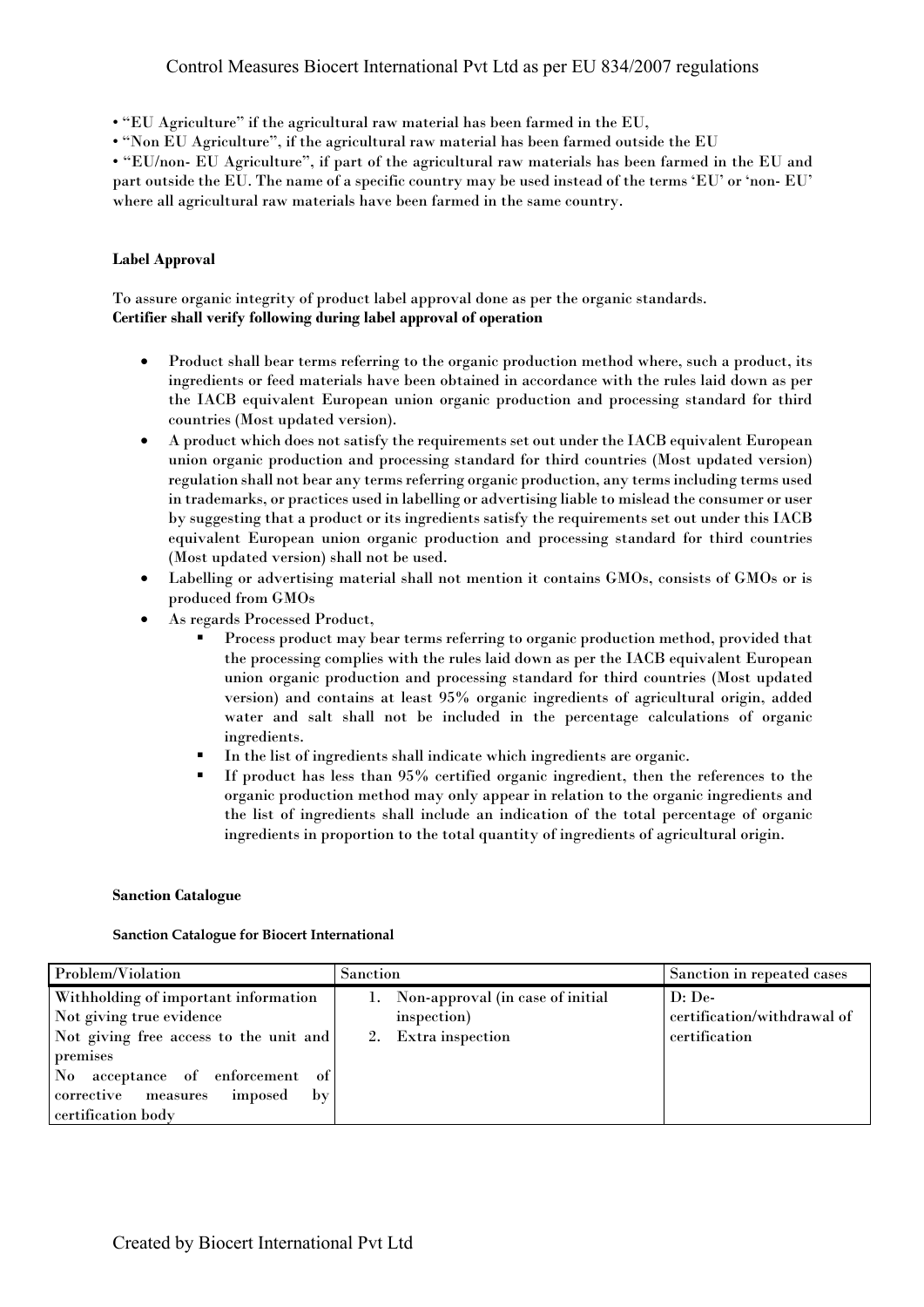• "EU Agriculture" if the agricultural raw material has been farmed in the EU,
• "Non EU Agriculture", if the agricultural raw material has been farmed outside the EU
• "EU/non- EU Agriculture", if part of the agricultural raw materials has been farmed in the EU and part outside the EU. The name of a specific country may be used instead of the terms 'EU' or 'non- EU' where all agricultural raw materials have been farmed in the same country.

**Label Approval**

To assure organic integrity of product label approval done as per the organic standards.
**Certifier shall verify following during label approval of operation**

- Product shall bear terms referring to the organic production method where, such a product, its ingredients or feed materials have been obtained in accordance with the rules laid down as per the IACB equivalent European union organic production and processing standard for third countries (Most updated version).
- A product which does not satisfy the requirements set out under the IACB equivalent European union organic production and processing standard for third countries (Most updated version) regulation shall not bear any terms referring organic production, any terms including terms used in trademarks, or practices used in labelling or advertising liable to mislead the consumer or user by suggesting that a product or its ingredients satisfy the requirements set out under this IACB equivalent European union organic production and processing standard for third countries (Most updated version) shall not be used.
- Labelling or advertising material shall not mention it contains GMOs, consists of GMOs or is produced from GMOs
- As regards Processed Product,
  - Process product may bear terms referring to organic production method, provided that the processing complies with the rules laid down as per the IACB equivalent European union organic production and processing standard for third countries (Most updated version) and contains at least 95% organic ingredients of agricultural origin, added water and salt shall not be included in the percentage calculations of organic ingredients.
  - In the list of ingredients shall indicate which ingredients are organic.
  - If product has less than 95% certified organic ingredient, then the references to the organic production method may only appear in relation to the organic ingredients and the list of ingredients shall include an indication of the total percentage of organic ingredients in proportion to the total quantity of ingredients of agricultural origin.

**Sanction Catalogue**

**Sanction Catalogue for Biocert International**

| Problem/Violation | Sanction | Sanction in repeated cases |
|---|---|---|
| Withholding of important information<br>Not giving true evidence<br>Not giving free access to the unit and premises<br>No acceptance of enforcement of corrective measures imposed by certification body | 1. Non-approval (in case of initial inspection)<br>2. Extra inspection | D: De-certification/withdrawal of certification |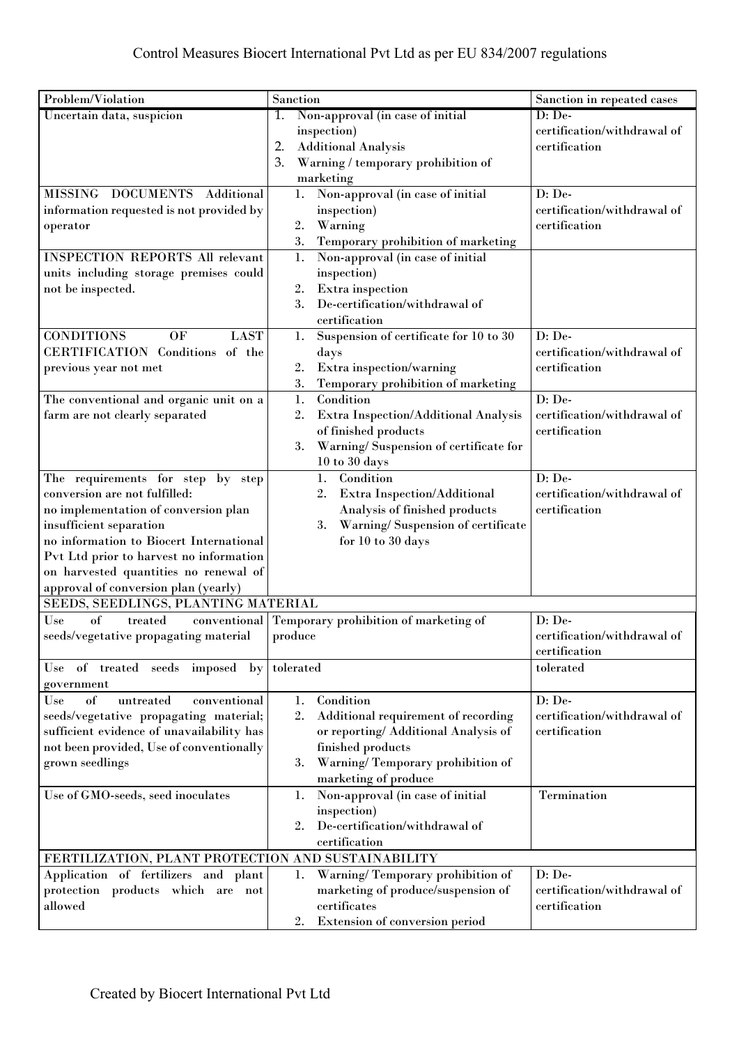Control Measures Biocert International Pvt Ltd as per EU 834/2007 regulations

| Problem/Violation | Sanction | Sanction in repeated cases |
|---|---|---|
| Uncertain data, suspicion | 1. Non-approval (in case of initial inspection)<br>2. Additional Analysis<br>3. Warning / temporary prohibition of marketing | D: De-certification/withdrawal of certification |
| MISSING DOCUMENTS Additional information requested is not provided by operator | 1. Non-approval (in case of initial inspection)<br>2. Warning<br>3. Temporary prohibition of marketing | D: De-certification/withdrawal of certification |
| INSPECTION REPORTS All relevant units including storage premises could not be inspected. | 1. Non-approval (in case of initial inspection)<br>2. Extra inspection<br>3. De-certification/withdrawal of certification | |
| CONDITIONS OF LAST CERTIFICATION Conditions of the previous year not met | 1. Suspension of certificate for 10 to 30 days<br>2. Extra inspection/warning<br>3. Temporary prohibition of marketing | D: De-certification/withdrawal of certification |
| The conventional and organic unit on a farm are not clearly separated | 1. Condition<br>2. Extra Inspection/Additional Analysis of finished products<br>3. Warning/ Suspension of certificate for 10 to 30 days | D: De-certification/withdrawal of certification |
| The requirements for step by step conversion are not fulfilled:<br>no implementation of conversion plan<br>insufficient separation<br>no information to Biocert International Pvt Ltd prior to harvest no information on harvested quantities no renewal of approval of conversion plan (yearly) | 1. Condition<br>2. Extra Inspection/Additional Analysis of finished products<br>3. Warning/ Suspension of certificate for 10 to 30 days | D: De-certification/withdrawal of certification |
| SEEDS, SEEDLINGS, PLANTING MATERIAL | | |
| Use of treated conventional seeds/vegetative propagating material | Temporary prohibition of marketing of produce | D: De-certification/withdrawal of certification |
| Use of treated seeds imposed by government | tolerated | tolerated |
| Use of untreated conventional seeds/vegetative propagating material; sufficient evidence of unavailability has not been provided, Use of conventionally grown seedlings | 1. Condition<br>2. Additional requirement of recording or reporting/ Additional Analysis of finished products<br>3. Warning/ Temporary prohibition of marketing of produce | D: De-certification/withdrawal of certification |
| Use of GMO-seeds, seed inoculates | 1. Non-approval (in case of initial inspection)<br>2. De-certification/withdrawal of certification | Termination |
| FERTILIZATION, PLANT PROTECTION AND SUSTAINABILITY | | |
| Application of fertilizers and plant protection products which are not allowed | 1. Warning/ Temporary prohibition of marketing of produce/suspension of certificates<br>2. Extension of conversion period | D: De-certification/withdrawal of certification |

Created by Biocert International Pvt Ltd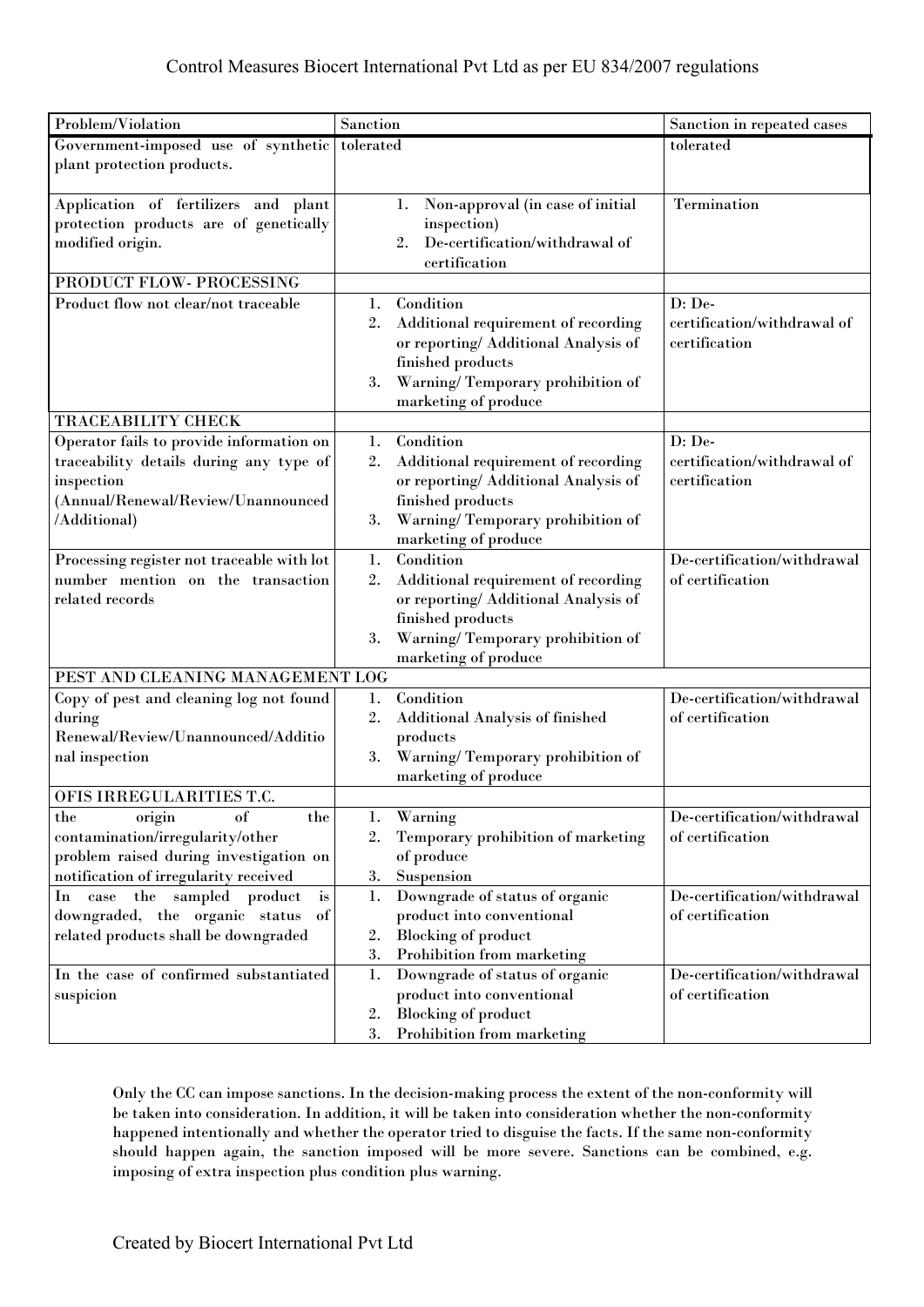Control Measures Biocert International Pvt Ltd as per EU 834/2007 regulations

| Problem/Violation | Sanction | Sanction in repeated cases |
|---|---|---|
| Government-imposed use of synthetic plant protection products. | tolerated | tolerated |
| Application of fertilizers and plant protection products are of genetically modified origin. | 1. Non-approval (in case of initial inspection)<br>2. De-certification/withdrawal of certification | Termination |
| PRODUCT FLOW- PROCESSING | | |
| Product flow not clear/not traceable | 1. Condition<br>2. Additional requirement of recording or reporting/ Additional Analysis of finished products<br>3. Warning/ Temporary prohibition of marketing of produce | D: De-certification/withdrawal of certification |
| TRACEABILITY CHECK | | |
| Operator fails to provide information on traceability details during any type of inspection (Annual/Renewal/Review/Unannounced /Additional) | 1. Condition<br>2. Additional requirement of recording or reporting/ Additional Analysis of finished products<br>3. Warning/ Temporary prohibition of marketing of produce | D: De-certification/withdrawal of certification |
| Processing register not traceable with lot number mention on the transaction related records | 1. Condition<br>2. Additional requirement of recording or reporting/ Additional Analysis of finished products<br>3. Warning/ Temporary prohibition of marketing of produce | De-certification/withdrawal of certification |
| PEST AND CLEANING MANAGEMENT LOG | | |
| Copy of pest and cleaning log not found during Renewal/Review/Unannounced/Additional inspection | 1. Condition<br>2. Additional Analysis of finished products<br>3. Warning/ Temporary prohibition of marketing of produce | De-certification/withdrawal of certification |
| OFIS IRREGULARITIES T.C. | | |
| the origin of the contamination/irregularity/other problem raised during investigation on notification of irregularity received | 1. Warning<br>2. Temporary prohibition of marketing of produce<br>3. Suspension | De-certification/withdrawal of certification |
| In case the sampled product is downgraded, the organic status of related products shall be downgraded | 1. Downgrade of status of organic product into conventional<br>2. Blocking of product<br>3. Prohibition from marketing | De-certification/withdrawal of certification |
| In the case of confirmed substantiated suspicion | 1. Downgrade of status of organic product into conventional<br>2. Blocking of product<br>3. Prohibition from marketing | De-certification/withdrawal of certification |

Only the CC can impose sanctions. In the decision-making process the extent of the non-conformity will be taken into consideration. In addition, it will be taken into consideration whether the non-conformity happened intentionally and whether the operator tried to disguise the facts. If the same non-conformity should happen again, the sanction imposed will be more severe. Sanctions can be combined, e.g. imposing of extra inspection plus condition plus warning.

Created by Biocert International Pvt Ltd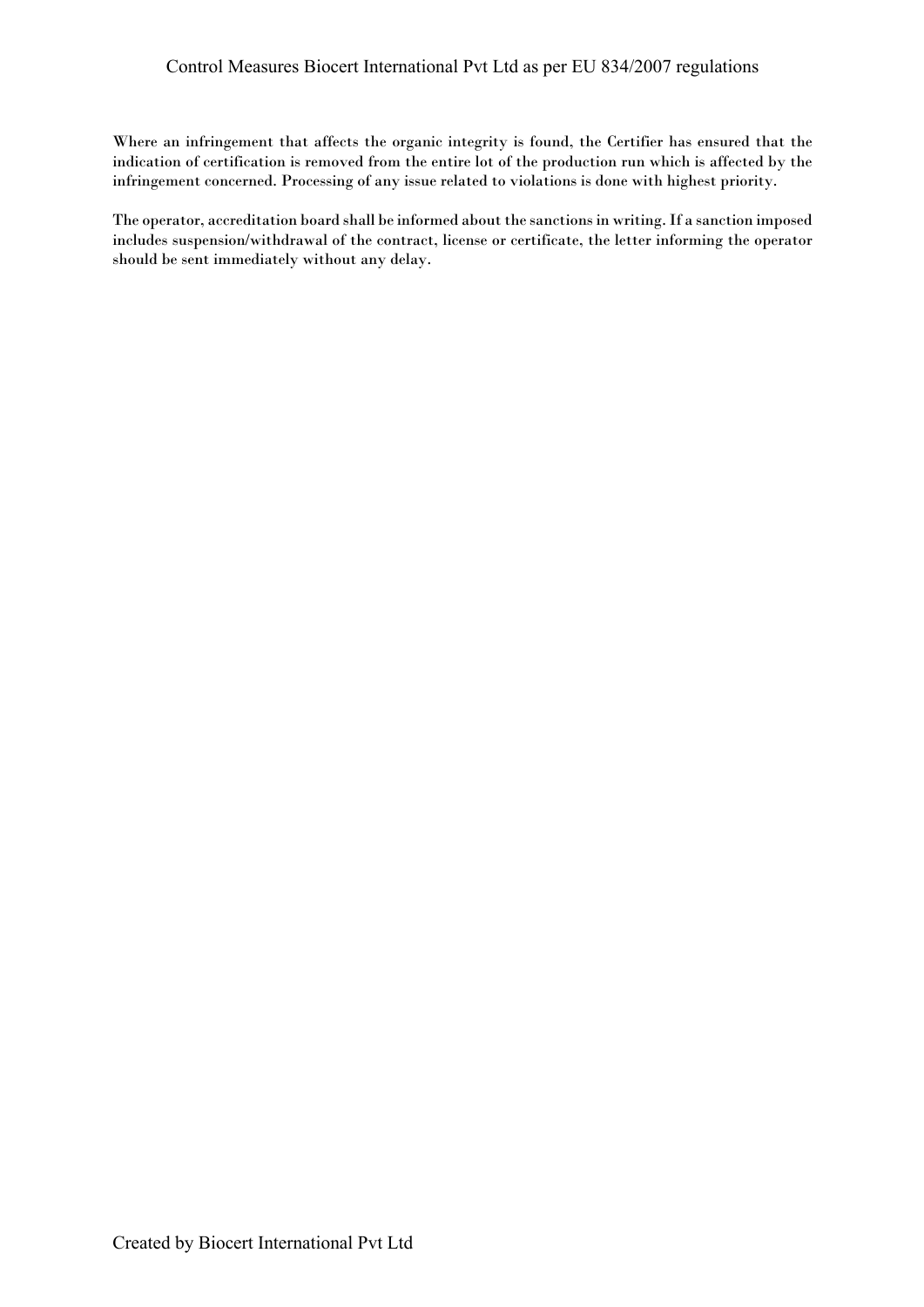Where an infringement that affects the organic integrity is found, the Certifier has ensured that the indication of certification is removed from the entire lot of the production run which is affected by the infringement concerned. Processing of any issue related to violations is done with highest priority.

The operator, accreditation board shall be informed about the sanctions in writing. If a sanction imposed includes suspension/withdrawal of the contract, license or certificate, the letter informing the operator should be sent immediately without any delay.